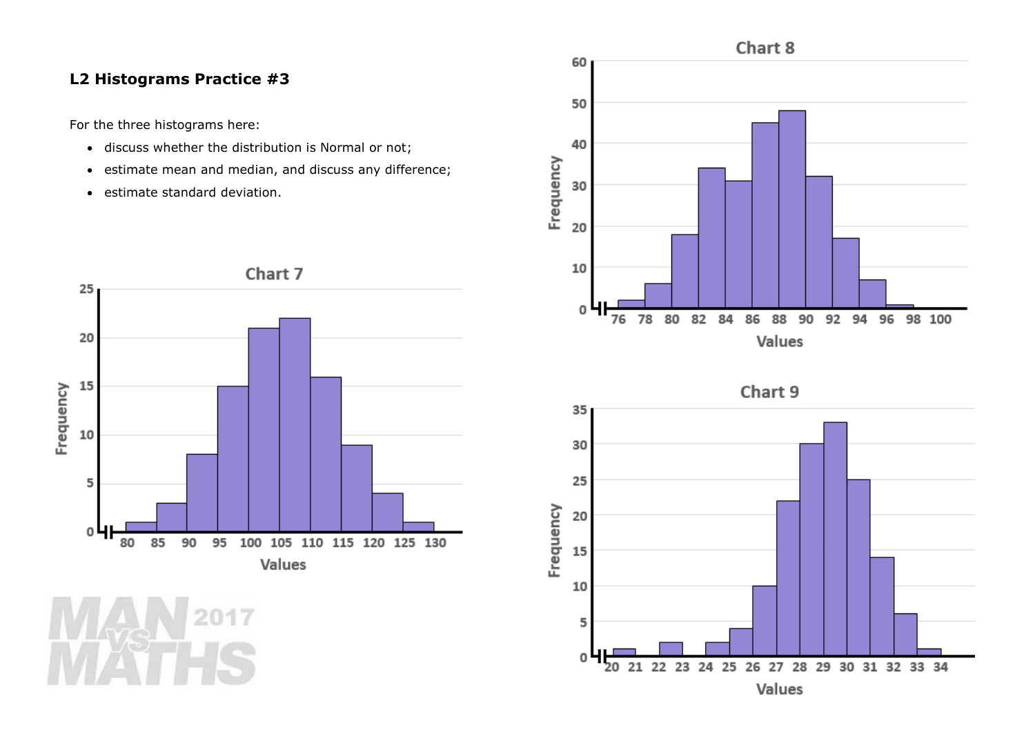**L2 Histograms Practice #3**

For the three histograms here:

- discuss whether the distribution is Normal or not;
- estimate mean and median, and discuss any difference;
- estimate standard deviation.

Chart 7

Chart 8

Chart 9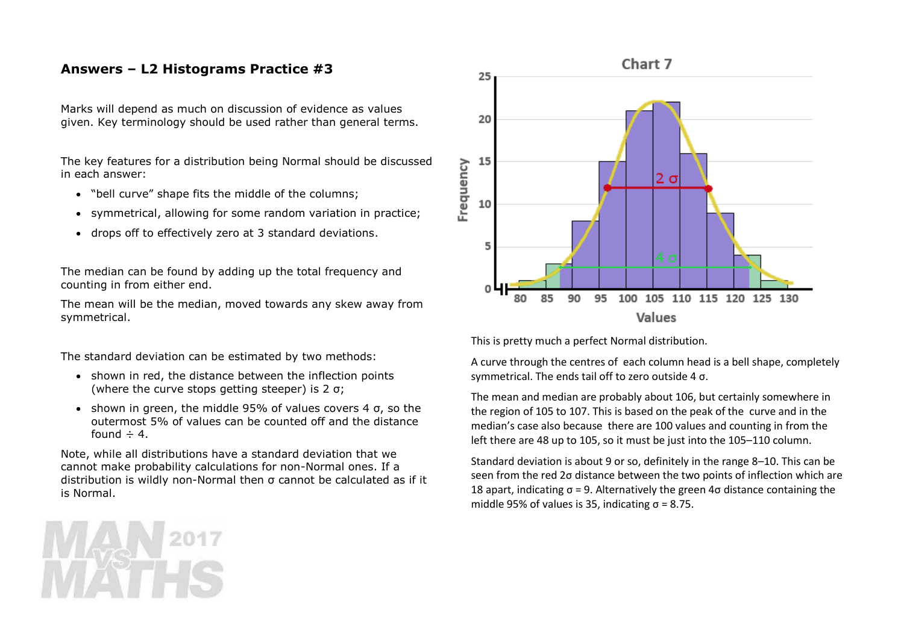# Answers – L2 Histograms Practice #3

Marks will depend as much on discussion of evidence as values given. Key terminology should be used rather than general terms.

The key features for a distribution being Normal should be discussed in each answer:

- "bell curve" shape fits the middle of the columns;
- symmetrical, allowing for some random variation in practice;
- drops off to effectively zero at 3 standard deviations.

The median can be found by adding up the total frequency and counting in from either end.

The mean will be the median, moved towards any skew away from symmetrical.

The standard deviation can be estimated by two methods:

- shown in red, the distance between the inflection points (where the curve stops getting steeper) is 2 σ;
- shown in green, the middle 95% of values covers 4 σ, so the outermost 5% of values can be counted off and the distance found ÷ 4.

Note, while all distributions have a standard deviation that we cannot make probability calculations for non-Normal ones. If a distribution is wildly non-Normal then σ cannot be calculated as if it is Normal.

This is pretty much a perfect Normal distribution.

A curve through the centres of each column head is a bell shape, completely symmetrical. The ends tail off to zero outside 4 σ.

The mean and median are probably about 106, but certainly somewhere in the region of 105 to 107. This is based on the peak of the curve and in the median's case also because there are 100 values and counting in from the left there are 48 up to 105, so it must be just into the 105–110 column.

Standard deviation is about 9 or so, definitely in the range 8–10. This can be seen from the red 2σ distance between the two points of inflection which are 18 apart, indicating σ = 9. Alternatively the green 4σ distance containing the middle 95% of values is 35, indicating σ = 8.75.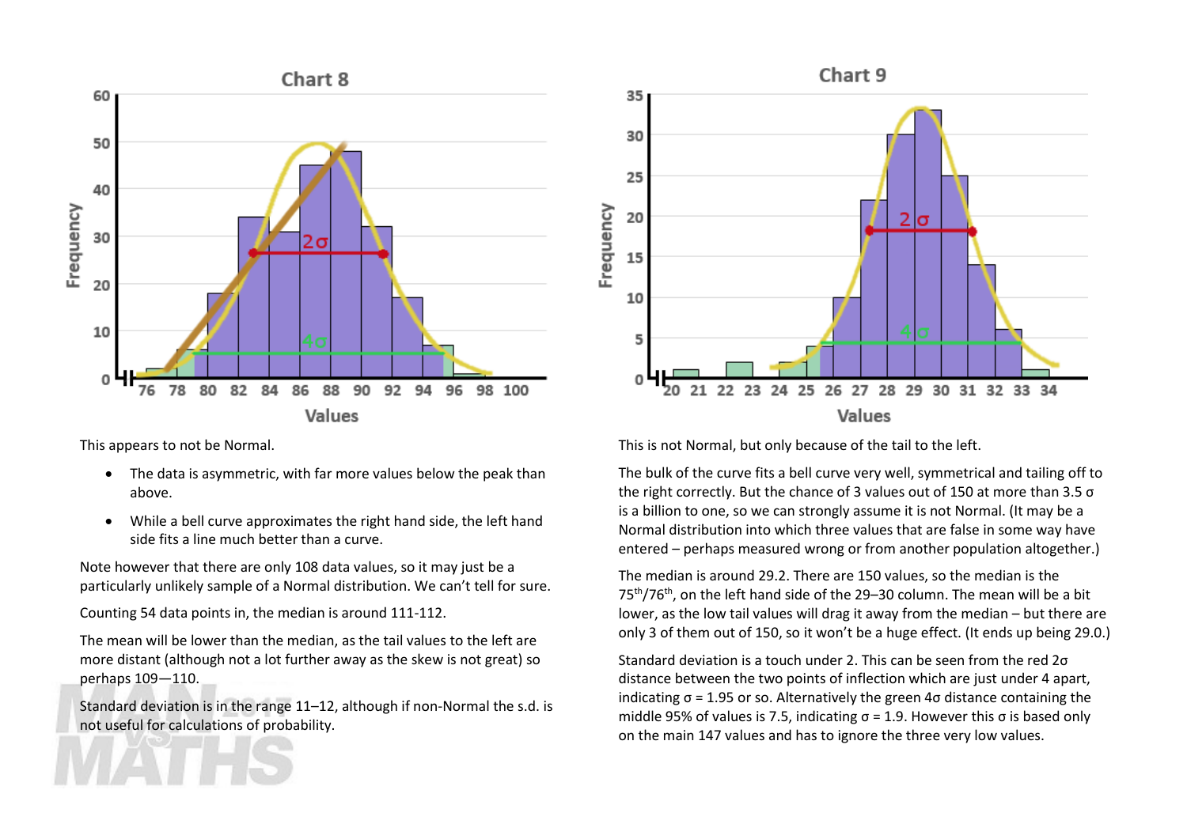Chart 8

60
50
40
30
20
10
0

Frequency

2σ

4σ

76 78 80 82 84 86 88 90 92 94 96 98 100

Values

This appears to not be Normal.

- The data is asymmetric, with far more values below the peak than above.
- While a bell curve approximates the right hand side, the left hand side fits a line much better than a curve.

Note however that there are only 108 data values, so it may just be a particularly unlikely sample of a Normal distribution. We can't tell for sure.

Counting 54 data points in, the median is around 111-112.

The mean will be lower than the median, as the tail values to the left are more distant (although not a lot further away as the skew is not great) so perhaps 109—110.

Standard deviation is in the range 11–12, although if non-Normal the s.d. is not useful for calculations of probability.

Chart 9

35
30
25
20
15
10
5
0

Frequency

2σ

4σ

20 21 22 23 24 25 26 27 28 29 30 31 32 33 34

Values

This is not Normal, but only because of the tail to the left.

The bulk of the curve fits a bell curve very well, symmetrical and tailing off to the right correctly. But the chance of 3 values out of 150 at more than 3.5 σ is a billion to one, so we can strongly assume it is not Normal. (It may be a Normal distribution into which three values that are false in some way have entered – perhaps measured wrong or from another population altogether.)

The median is around 29.2. There are 150 values, so the median is the 75th/76th, on the left hand side of the 29–30 column. The mean will be a bit lower, as the low tail values will drag it away from the median – but there are only 3 of them out of 150, so it won't be a huge effect. (It ends up being 29.0.)

Standard deviation is a touch under 2. This can be seen from the red 2σ distance between the two points of inflection which are just under 4 apart, indicating σ = 1.95 or so. Alternatively the green 4σ distance containing the middle 95% of values is 7.5, indicating σ = 1.9. However this σ is based only on the main 147 values and has to ignore the three very low values.